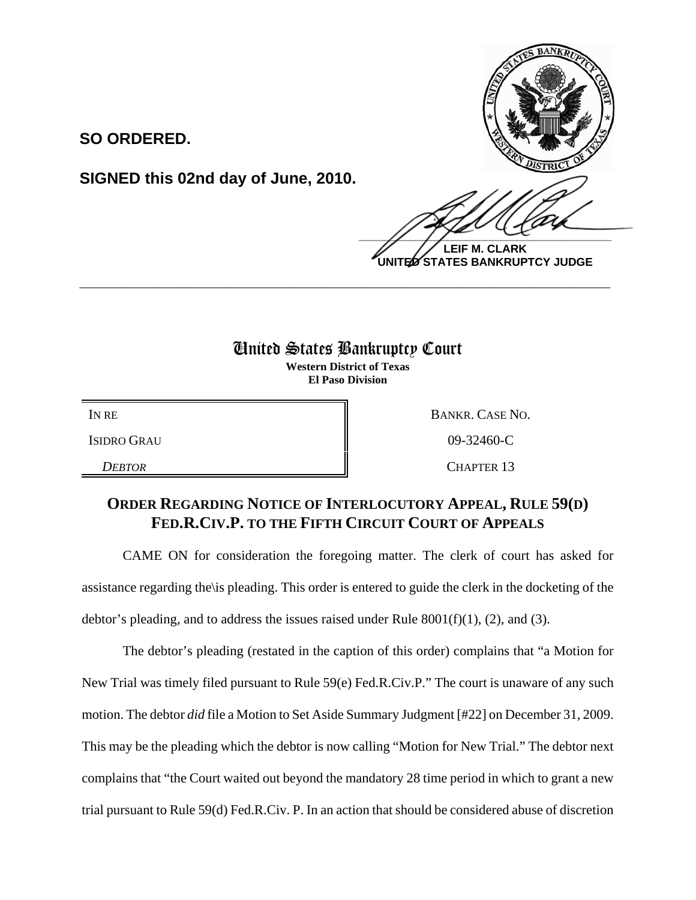**SO ORDERED.**

**SIGNED this 02nd day of June, 2010.**

**LEIF M. CLARK**
**UNITED STATES BANKRUPTCY JUDGE**

---

# United States Bankruptcy Court

**Western District of Texas**
**El Paso Division**

| IN RE | BANKR. CASE NO. |
|---|---|
| ISIDRO GRAU | 09-32460-C |
| *DEBTOR* | CHAPTER 13 |

## ORDER REGARDING NOTICE OF INTERLOCUTORY APPEAL, RULE 59(D) FED.R.CIV.P. TO THE FIFTH CIRCUIT COURT OF APPEALS

CAME ON for consideration the foregoing matter. The clerk of court has asked for assistance regarding the\is pleading. This order is entered to guide the clerk in the docketing of the debtor's pleading, and to address the issues raised under Rule 8001(f)(1), (2), and (3).

The debtor's pleading (restated in the caption of this order) complains that "a Motion for New Trial was timely filed pursuant to Rule 59(e) Fed.R.Civ.P." The court is unaware of any such motion. The debtor *did* file a Motion to Set Aside Summary Judgment [#22] on December 31, 2009. This may be the pleading which the debtor is now calling "Motion for New Trial." The debtor next complains that "the Court waited out beyond the mandatory 28 time period in which to grant a new trial pursuant to Rule 59(d) Fed.R.Civ. P. In an action that should be considered abuse of discretion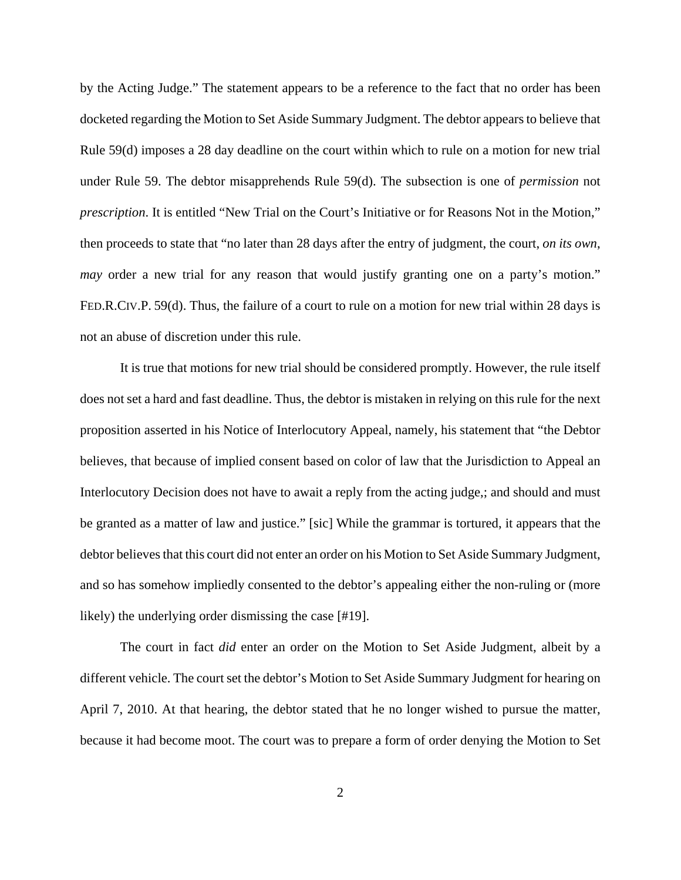by the Acting Judge." The statement appears to be a reference to the fact that no order has been docketed regarding the Motion to Set Aside Summary Judgment. The debtor appears to believe that Rule 59(d) imposes a 28 day deadline on the court within which to rule on a motion for new trial under Rule 59. The debtor misapprehends Rule 59(d). The subsection is one of *permission* not *prescription*. It is entitled "New Trial on the Court's Initiative or for Reasons Not in the Motion," then proceeds to state that "no later than 28 days after the entry of judgment, the court, *on its own*, *may* order a new trial for any reason that would justify granting one on a party's motion." FED.R.CIV.P. 59(d). Thus, the failure of a court to rule on a motion for new trial within 28 days is not an abuse of discretion under this rule.

It is true that motions for new trial should be considered promptly. However, the rule itself does not set a hard and fast deadline. Thus, the debtor is mistaken in relying on this rule for the next proposition asserted in his Notice of Interlocutory Appeal, namely, his statement that "the Debtor believes, that because of implied consent based on color of law that the Jurisdiction to Appeal an Interlocutory Decision does not have to await a reply from the acting judge,; and should and must be granted as a matter of law and justice." [sic] While the grammar is tortured, it appears that the debtor believes that this court did not enter an order on his Motion to Set Aside Summary Judgment, and so has somehow impliedly consented to the debtor's appealing either the non-ruling or (more likely) the underlying order dismissing the case [#19].

The court in fact *did* enter an order on the Motion to Set Aside Judgment, albeit by a different vehicle. The court set the debtor's Motion to Set Aside Summary Judgment for hearing on April 7, 2010. At that hearing, the debtor stated that he no longer wished to pursue the matter, because it had become moot. The court was to prepare a form of order denying the Motion to Set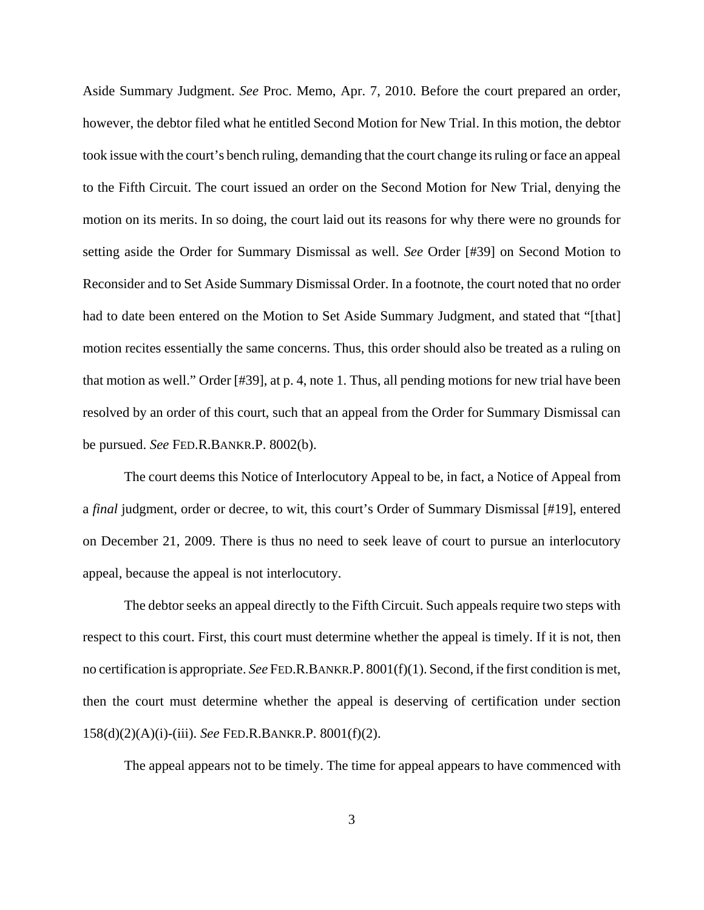Aside Summary Judgment. *See* Proc. Memo, Apr. 7, 2010. Before the court prepared an order, however, the debtor filed what he entitled Second Motion for New Trial. In this motion, the debtor took issue with the court's bench ruling, demanding that the court change its ruling or face an appeal to the Fifth Circuit. The court issued an order on the Second Motion for New Trial, denying the motion on its merits. In so doing, the court laid out its reasons for why there were no grounds for setting aside the Order for Summary Dismissal as well. *See* Order [#39] on Second Motion to Reconsider and to Set Aside Summary Dismissal Order. In a footnote, the court noted that no order had to date been entered on the Motion to Set Aside Summary Judgment, and stated that "[that] motion recites essentially the same concerns. Thus, this order should also be treated as a ruling on that motion as well." Order [#39], at p. 4, note 1. Thus, all pending motions for new trial have been resolved by an order of this court, such that an appeal from the Order for Summary Dismissal can be pursued. *See* FED.R.BANKR.P. 8002(b).

The court deems this Notice of Interlocutory Appeal to be, in fact, a Notice of Appeal from a *final* judgment, order or decree, to wit, this court's Order of Summary Dismissal [#19], entered on December 21, 2009. There is thus no need to seek leave of court to pursue an interlocutory appeal, because the appeal is not interlocutory.

The debtor seeks an appeal directly to the Fifth Circuit. Such appeals require two steps with respect to this court. First, this court must determine whether the appeal is timely. If it is not, then no certification is appropriate. *See* FED.R.BANKR.P. 8001(f)(1). Second, if the first condition is met, then the court must determine whether the appeal is deserving of certification under section 158(d)(2)(A)(i)-(iii). *See* FED.R.BANKR.P. 8001(f)(2).

The appeal appears not to be timely. The time for appeal appears to have commenced with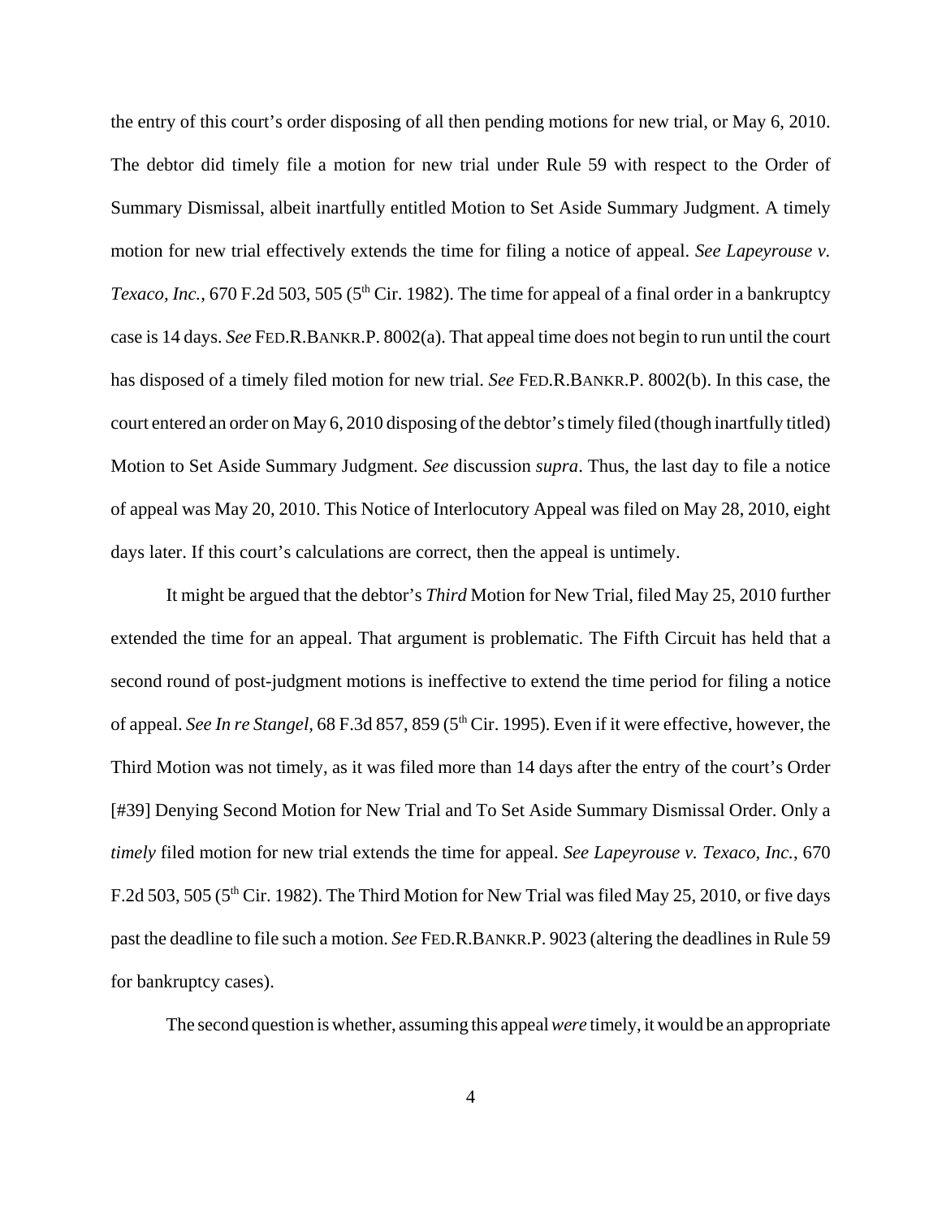the entry of this court's order disposing of all then pending motions for new trial, or May 6, 2010. The debtor did timely file a motion for new trial under Rule 59 with respect to the Order of Summary Dismissal, albeit inartfully entitled Motion to Set Aside Summary Judgment. A timely motion for new trial effectively extends the time for filing a notice of appeal. *See Lapeyrouse v. Texaco, Inc.*, 670 F.2d 503, 505 (5th Cir. 1982). The time for appeal of a final order in a bankruptcy case is 14 days. *See* FED.R.BANKR.P. 8002(a). That appeal time does not begin to run until the court has disposed of a timely filed motion for new trial. *See* FED.R.BANKR.P. 8002(b). In this case, the court entered an order on May 6, 2010 disposing of the debtor's timely filed (though inartfully titled) Motion to Set Aside Summary Judgment. *See* discussion *supra*. Thus, the last day to file a notice of appeal was May 20, 2010. This Notice of Interlocutory Appeal was filed on May 28, 2010, eight days later. If this court's calculations are correct, then the appeal is untimely.

It might be argued that the debtor's *Third* Motion for New Trial, filed May 25, 2010 further extended the time for an appeal. That argument is problematic. The Fifth Circuit has held that a second round of post-judgment motions is ineffective to extend the time period for filing a notice of appeal. *See In re Stangel*, 68 F.3d 857, 859 (5th Cir. 1995). Even if it were effective, however, the Third Motion was not timely, as it was filed more than 14 days after the entry of the court's Order [#39] Denying Second Motion for New Trial and To Set Aside Summary Dismissal Order. Only a *timely* filed motion for new trial extends the time for appeal. *See Lapeyrouse v. Texaco, Inc.*, 670 F.2d 503, 505 (5th Cir. 1982). The Third Motion for New Trial was filed May 25, 2010, or five days past the deadline to file such a motion. *See* FED.R.BANKR.P. 9023 (altering the deadlines in Rule 59 for bankruptcy cases).

The second question is whether, assuming this appeal *were* timely, it would be an appropriate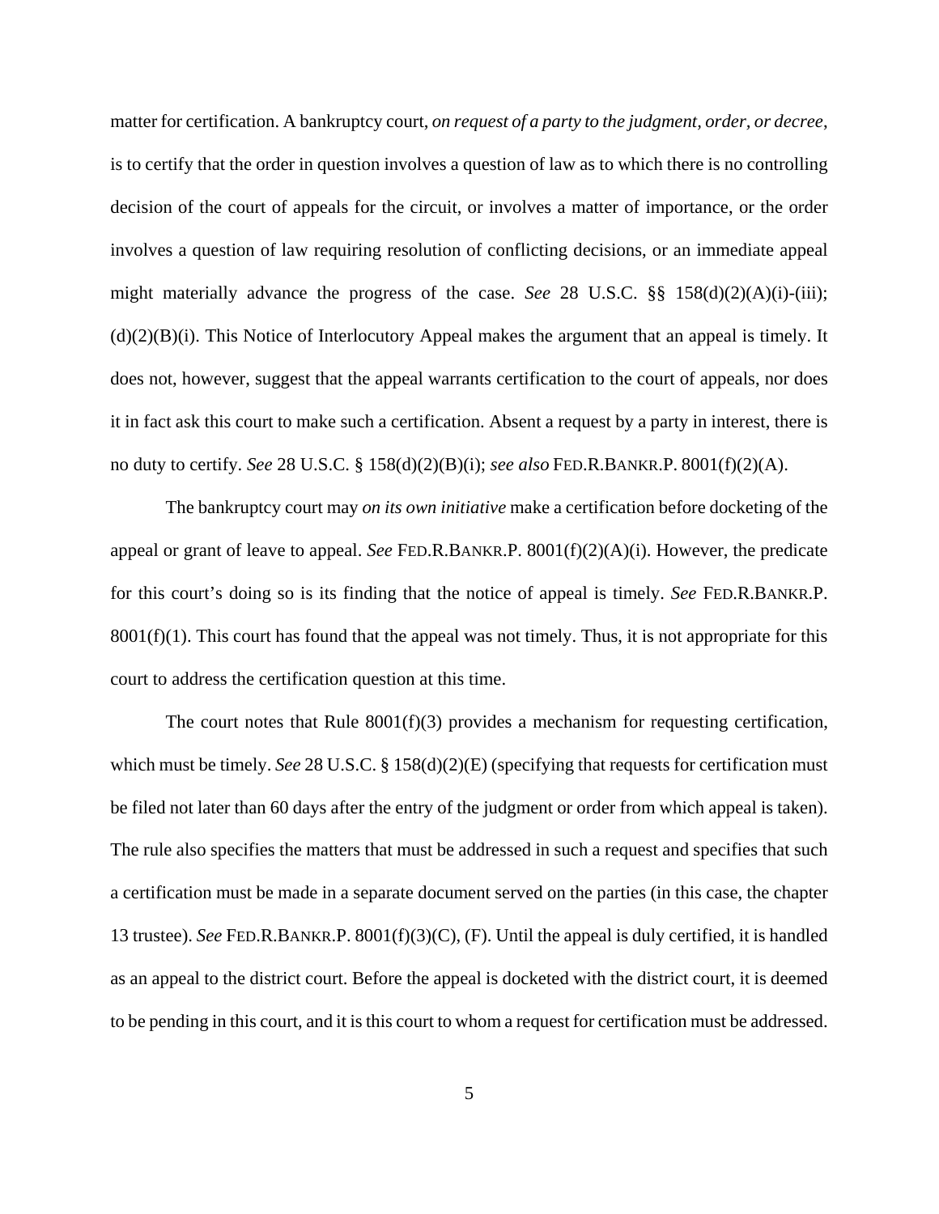matter for certification. A bankruptcy court, *on request of a party to the judgment, order, or decree*, is to certify that the order in question involves a question of law as to which there is no controlling decision of the court of appeals for the circuit, or involves a matter of importance, or the order involves a question of law requiring resolution of conflicting decisions, or an immediate appeal might materially advance the progress of the case. *See* 28 U.S.C. §§ 158(d)(2)(A)(i)-(iii); (d)(2)(B)(i). This Notice of Interlocutory Appeal makes the argument that an appeal is timely. It does not, however, suggest that the appeal warrants certification to the court of appeals, nor does it in fact ask this court to make such a certification. Absent a request by a party in interest, there is no duty to certify. *See* 28 U.S.C. § 158(d)(2)(B)(i); *see also* FED.R.BANKR.P. 8001(f)(2)(A).

The bankruptcy court may *on its own initiative* make a certification before docketing of the appeal or grant of leave to appeal. *See* FED.R.BANKR.P. 8001(f)(2)(A)(i). However, the predicate for this court's doing so is its finding that the notice of appeal is timely. *See* FED.R.BANKR.P. 8001(f)(1). This court has found that the appeal was not timely. Thus, it is not appropriate for this court to address the certification question at this time.

The court notes that Rule 8001(f)(3) provides a mechanism for requesting certification, which must be timely. *See* 28 U.S.C. § 158(d)(2)(E) (specifying that requests for certification must be filed not later than 60 days after the entry of the judgment or order from which appeal is taken). The rule also specifies the matters that must be addressed in such a request and specifies that such a certification must be made in a separate document served on the parties (in this case, the chapter 13 trustee). *See* FED.R.BANKR.P. 8001(f)(3)(C), (F). Until the appeal is duly certified, it is handled as an appeal to the district court. Before the appeal is docketed with the district court, it is deemed to be pending in this court, and it is this court to whom a request for certification must be addressed.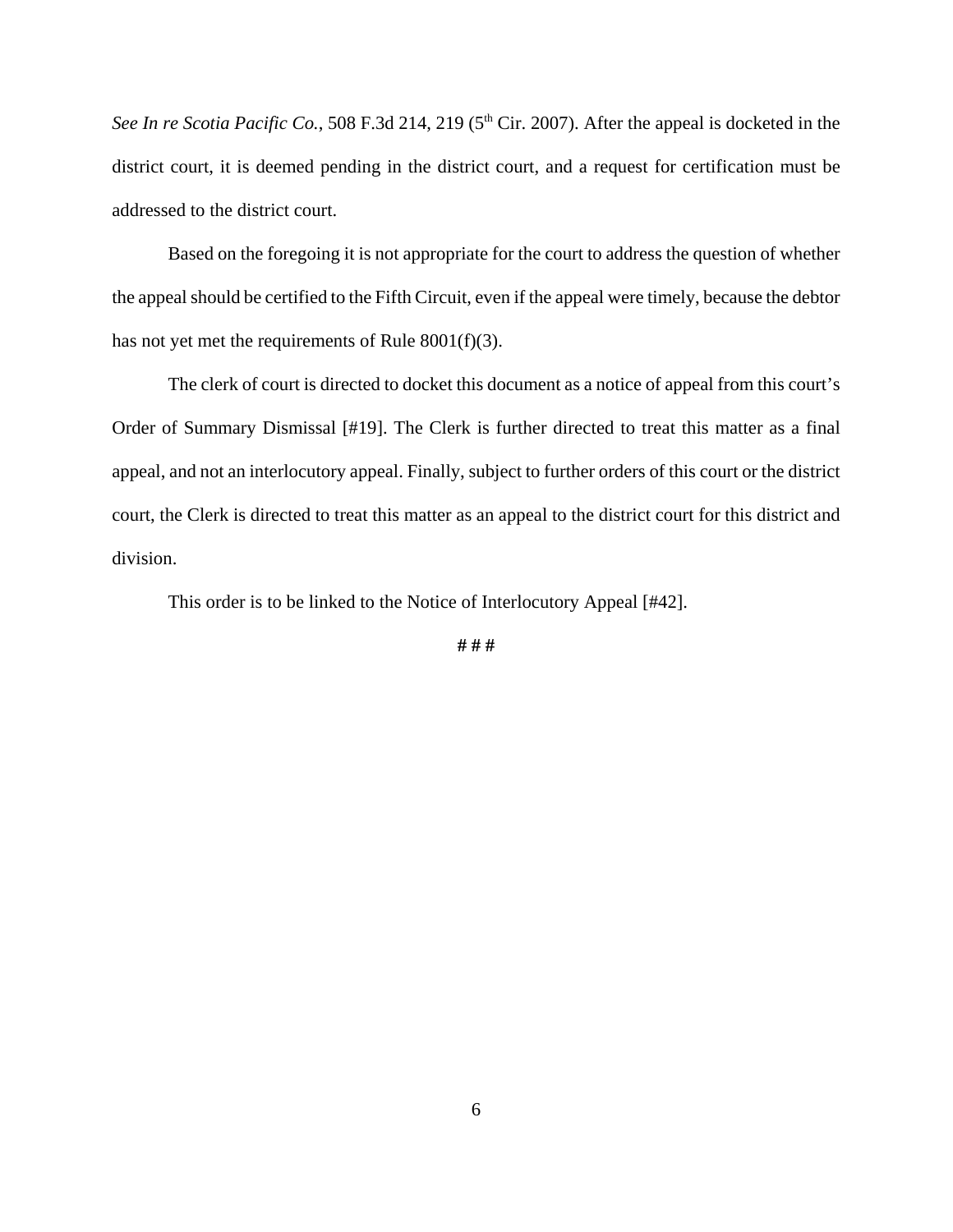*See In re Scotia Pacific Co.*, 508 F.3d 214, 219 (5th Cir. 2007). After the appeal is docketed in the district court, it is deemed pending in the district court, and a request for certification must be addressed to the district court.

Based on the foregoing it is not appropriate for the court to address the question of whether the appeal should be certified to the Fifth Circuit, even if the appeal were timely, because the debtor has not yet met the requirements of Rule 8001(f)(3).

The clerk of court is directed to docket this document as a notice of appeal from this court's Order of Summary Dismissal [#19]. The Clerk is further directed to treat this matter as a final appeal, and not an interlocutory appeal. Finally, subject to further orders of this court or the district court, the Clerk is directed to treat this matter as an appeal to the district court for this district and division.

This order is to be linked to the Notice of Interlocutory Appeal [#42].

# # #